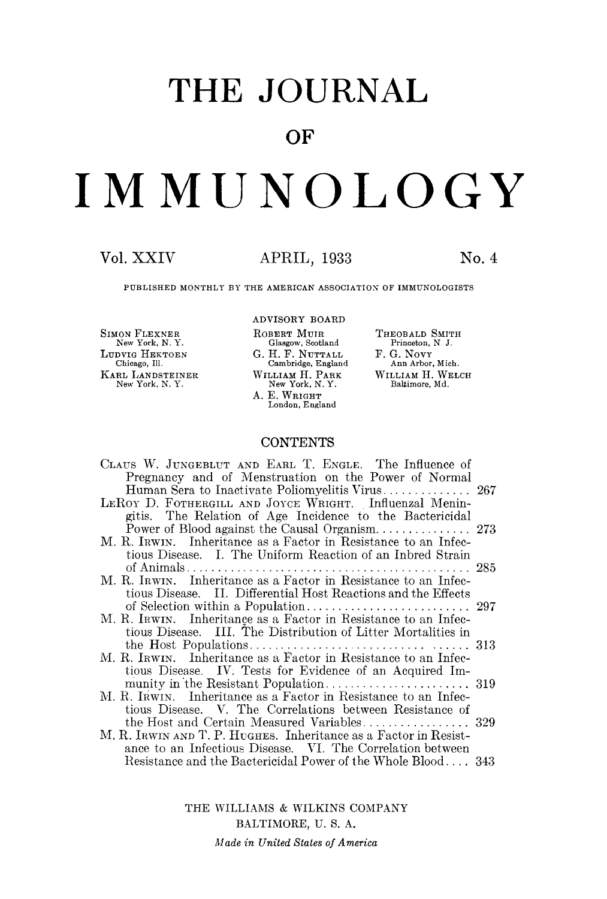# THE JOURNAL

# OF

# IMMUNOLOGY

Vol. XXIV APRIL, 1933 No. 4

PUBLISHED MONTHLY BY THE AMERICAN ASSOCIATION OF IMMUNOLOGISTS

ADVISORY BOARD

| | | |
|---|---|---|
| SIMON FLEXNER<br>New York, N. Y. | ROBERT MUIR<br>Glasgow, Scotland | THEOBALD SMITH<br>Princeton, N. J. |
| LUDVIG HEKTOEN<br>Chicago, Ill. | G. H. F. NUTTALL<br>Cambridge, England | F. G. NOVY<br>Ann Arbor, Mich. |
| KARL LANDSTEINER<br>New York, N. Y. | WILLIAM H. PARK<br>New York, N. Y. | WILLIAM H. WELCH<br>Baltimore, Md. |
| | A. E. WRIGHT<br>London, England | |

## CONTENTS

CLAUS W. JUNGEBLUT AND EARL T. ENGLE. The Influence of Pregnancy and of Menstruation on the Power of Normal Human Sera to Inactivate Poliomyelitis Virus .............. 267

LEROY D. FOTHERGILL AND JOYCE WRIGHT. Influenzal Meningitis. The Relation of Age Incidence to the Bactericidal Power of Blood against the Causal Organism .............. 273

M. R. IRWIN. Inheritance as a Factor in Resistance to an Infectious Disease. I. The Uniform Reaction of an Inbred Strain of Animals .............. 285

M. R. IRWIN. Inheritance as a Factor in Resistance to an Infectious Disease. II. Differential Host Reactions and the Effects of Selection within a Population .............. 297

M. R. IRWIN. Inheritance as a Factor in Resistance to an Infectious Disease. III. The Distribution of Litter Mortalities in the Host Populations .............. 313

M. R. IRWIN. Inheritance as a Factor in Resistance to an Infectious Disease. IV. Tests for Evidence of an Acquired Immunity in the Resistant Population .............. 319

M. R. IRWIN. Inheritance as a Factor in Resistance to an Infectious Disease. V. The Correlations between Resistance of the Host and Certain Measured Variables .............. 329

M. R. IRWIN AND T. P. HUGHES. Inheritance as a Factor in Resistance to an Infectious Disease. VI. The Correlation between Resistance and the Bactericidal Power of the Whole Blood .... 343

THE WILLIAMS & WILKINS COMPANY
BALTIMORE, U. S. A.

*Made in United States of America*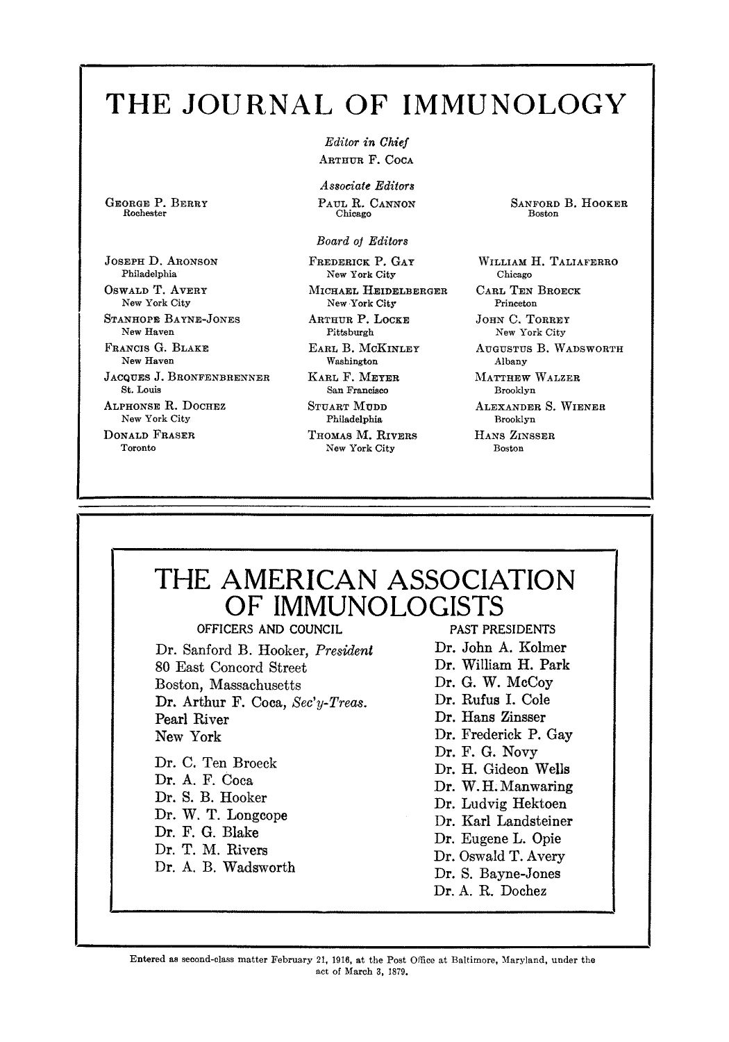# THE JOURNAL OF IMMUNOLOGY

*Editor in Chief*
ARTHUR F. COCA

*Associate Editors*

GEORGE P. BERRY
Rochester

PAUL R. CANNON
Chicago

SANFORD B. HOOKER
Boston

*Board of Editors*

JOSEPH D. ARONSON
Philadelphia

OSWALD T. AVERY
New York City

STANHOPE BAYNE-JONES
New Haven

FRANCIS G. BLAKE
New Haven

JACQUES J. BRONFENBRENNER
St. Louis

ALPHONSE R. DOCHEZ
New York City

DONALD FRASER
Toronto

FREDERICK P. GAY
New York City

MICHAEL HEIDELBERGER
New York City

ARTHUR P. LOCKE
Pittsburgh

EARL B. MCKINLEY
Washington

KARL F. MEYER
San Francisco

STUART MUDD
Philadelphia

THOMAS M. RIVERS
New York City

WILLIAM H. TALIAFERRO
Chicago

CARL TEN BROECK
Princeton

JOHN C. TORREY
New York City

AUGUSTUS B. WADSWORTH
Albany

MATTHEW WALZER
Brooklyn

ALEXANDER S. WIENER
Brooklyn

HANS ZINSSER
Boston

---

# THE AMERICAN ASSOCIATION OF IMMUNOLOGISTS

## OFFICERS AND COUNCIL

Dr. Sanford B. Hooker, *President*
80 East Concord Street
Boston, Massachusetts
Dr. Arthur F. Coca, *Sec'y-Treas.*
Pearl River
New York

Dr. C. Ten Broeck
Dr. A. F. Coca
Dr. S. B. Hooker
Dr. W. T. Longcope
Dr. F. G. Blake
Dr. T. M. Rivers
Dr. A. B. Wadsworth

## PAST PRESIDENTS

Dr. John A. Kolmer
Dr. William H. Park
Dr. G. W. McCoy
Dr. Rufus I. Cole
Dr. Hans Zinsser
Dr. Frederick P. Gay
Dr. F. G. Novy
Dr. H. Gideon Wells
Dr. W. H. Manwaring
Dr. Ludvig Hektoen
Dr. Karl Landsteiner
Dr. Eugene L. Opie
Dr. Oswald T. Avery
Dr. S. Bayne-Jones
Dr. A. R. Dochez

---

Entered as second-class matter February 21, 1916, at the Post Office at Baltimore, Maryland, under the act of March 3, 1879.